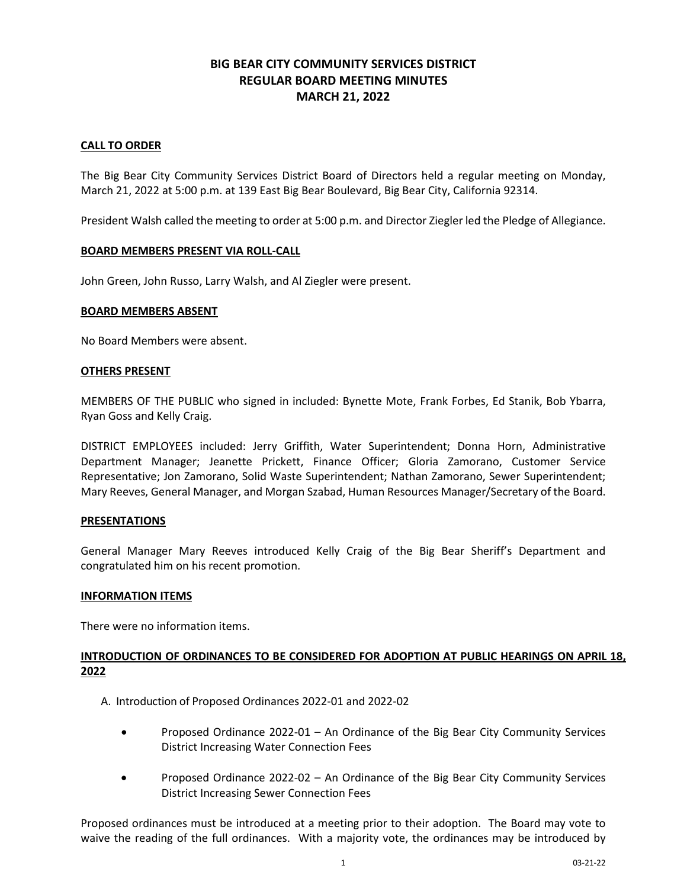# BIG BEAR CITY COMMUNITY SERVICES DISTRICT
# REGULAR BOARD MEETING MINUTES
# MARCH 21, 2022

## CALL TO ORDER

The Big Bear City Community Services District Board of Directors held a regular meeting on Monday, March 21, 2022 at 5:00 p.m. at 139 East Big Bear Boulevard, Big Bear City, California 92314.

President Walsh called the meeting to order at 5:00 p.m. and Director Ziegler led the Pledge of Allegiance.

## BOARD MEMBERS PRESENT VIA ROLL-CALL

John Green, John Russo, Larry Walsh, and Al Ziegler were present.

## BOARD MEMBERS ABSENT

No Board Members were absent.

## OTHERS PRESENT

MEMBERS OF THE PUBLIC who signed in included: Bynette Mote, Frank Forbes, Ed Stanik, Bob Ybarra, Ryan Goss and Kelly Craig.

DISTRICT EMPLOYEES included: Jerry Griffith, Water Superintendent; Donna Horn, Administrative Department Manager; Jeanette Prickett, Finance Officer; Gloria Zamorano, Customer Service Representative; Jon Zamorano, Solid Waste Superintendent; Nathan Zamorano, Sewer Superintendent; Mary Reeves, General Manager, and Morgan Szabad, Human Resources Manager/Secretary of the Board.

## PRESENTATIONS

General Manager Mary Reeves introduced Kelly Craig of the Big Bear Sheriff's Department and congratulated him on his recent promotion.

## INFORMATION ITEMS

There were no information items.

## INTRODUCTION OF ORDINANCES TO BE CONSIDERED FOR ADOPTION AT PUBLIC HEARINGS ON APRIL 18, 2022

A. Introduction of Proposed Ordinances 2022-01 and 2022-02

- Proposed Ordinance 2022-01 – An Ordinance of the Big Bear City Community Services District Increasing Water Connection Fees
- Proposed Ordinance 2022-02 – An Ordinance of the Big Bear City Community Services District Increasing Sewer Connection Fees

Proposed ordinances must be introduced at a meeting prior to their adoption. The Board may vote to waive the reading of the full ordinances. With a majority vote, the ordinances may be introduced by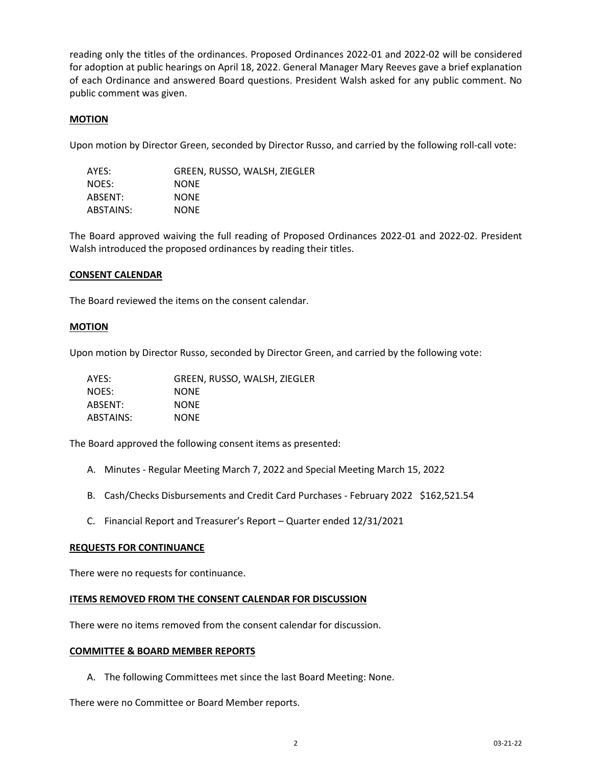reading only the titles of the ordinances. Proposed Ordinances 2022-01 and 2022-02 will be considered for adoption at public hearings on April 18, 2022. General Manager Mary Reeves gave a brief explanation of each Ordinance and answered Board questions. President Walsh asked for any public comment. No public comment was given.

**MOTION**

Upon motion by Director Green, seconded by Director Russo, and carried by the following roll-call vote:

| | |
|---|---|
| AYES: | GREEN, RUSSO, WALSH, ZIEGLER |
| NOES: | NONE |
| ABSENT: | NONE |
| ABSTAINS: | NONE |

The Board approved waiving the full reading of Proposed Ordinances 2022-01 and 2022-02. President Walsh introduced the proposed ordinances by reading their titles.

**CONSENT CALENDAR**

The Board reviewed the items on the consent calendar.

**MOTION**

Upon motion by Director Russo, seconded by Director Green, and carried by the following vote:

| | |
|---|---|
| AYES: | GREEN, RUSSO, WALSH, ZIEGLER |
| NOES: | NONE |
| ABSENT: | NONE |
| ABSTAINS: | NONE |

The Board approved the following consent items as presented:

A. Minutes - Regular Meeting March 7, 2022 and Special Meeting March 15, 2022

B. Cash/Checks Disbursements and Credit Card Purchases - February 2022 $162,521.54

C. Financial Report and Treasurer's Report – Quarter ended 12/31/2021

**REQUESTS FOR CONTINUANCE**

There were no requests for continuance.

**ITEMS REMOVED FROM THE CONSENT CALENDAR FOR DISCUSSION**

There were no items removed from the consent calendar for discussion.

**COMMITTEE & BOARD MEMBER REPORTS**

A. The following Committees met since the last Board Meeting: None.

There were no Committee or Board Member reports.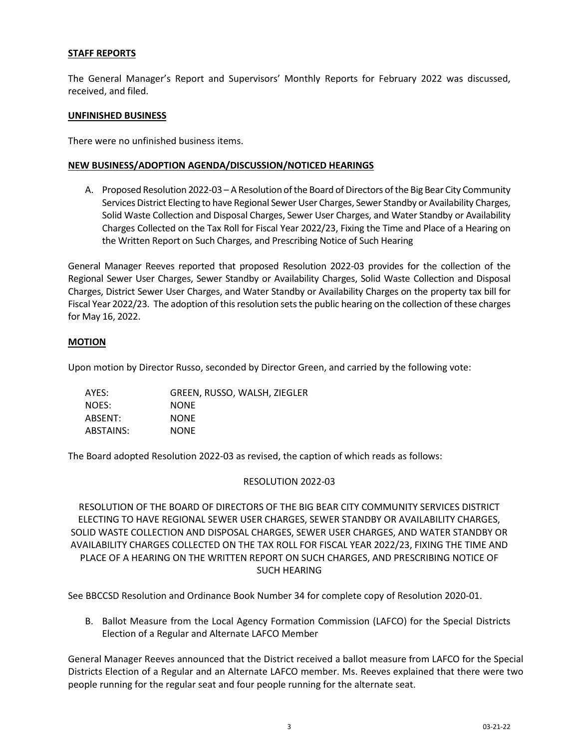**STAFF REPORTS**

The General Manager's Report and Supervisors' Monthly Reports for February 2022 was discussed, received, and filed.

**UNFINISHED BUSINESS**

There were no unfinished business items.

**NEW BUSINESS/ADOPTION AGENDA/DISCUSSION/NOTICED HEARINGS**

A. Proposed Resolution 2022-03 – A Resolution of the Board of Directors of the Big Bear City Community Services District Electing to have Regional Sewer User Charges, Sewer Standby or Availability Charges, Solid Waste Collection and Disposal Charges, Sewer User Charges, and Water Standby or Availability Charges Collected on the Tax Roll for Fiscal Year 2022/23, Fixing the Time and Place of a Hearing on the Written Report on Such Charges, and Prescribing Notice of Such Hearing

General Manager Reeves reported that proposed Resolution 2022-03 provides for the collection of the Regional Sewer User Charges, Sewer Standby or Availability Charges, Solid Waste Collection and Disposal Charges, District Sewer User Charges, and Water Standby or Availability Charges on the property tax bill for Fiscal Year 2022/23. The adoption of this resolution sets the public hearing on the collection of these charges for May 16, 2022.

**MOTION**

Upon motion by Director Russo, seconded by Director Green, and carried by the following vote:

| | |
|---|---|
| AYES: | GREEN, RUSSO, WALSH, ZIEGLER |
| NOES: | NONE |
| ABSENT: | NONE |
| ABSTAINS: | NONE |

The Board adopted Resolution 2022-03 as revised, the caption of which reads as follows:

RESOLUTION 2022-03

RESOLUTION OF THE BOARD OF DIRECTORS OF THE BIG BEAR CITY COMMUNITY SERVICES DISTRICT ELECTING TO HAVE REGIONAL SEWER USER CHARGES, SEWER STANDBY OR AVAILABILITY CHARGES, SOLID WASTE COLLECTION AND DISPOSAL CHARGES, SEWER USER CHARGES, AND WATER STANDBY OR AVAILABILITY CHARGES COLLECTED ON THE TAX ROLL FOR FISCAL YEAR 2022/23, FIXING THE TIME AND PLACE OF A HEARING ON THE WRITTEN REPORT ON SUCH CHARGES, AND PRESCRIBING NOTICE OF SUCH HEARING

See BBCCSD Resolution and Ordinance Book Number 34 for complete copy of Resolution 2020-01.

B. Ballot Measure from the Local Agency Formation Commission (LAFCO) for the Special Districts Election of a Regular and Alternate LAFCO Member

General Manager Reeves announced that the District received a ballot measure from LAFCO for the Special Districts Election of a Regular and an Alternate LAFCO member. Ms. Reeves explained that there were two people running for the regular seat and four people running for the alternate seat.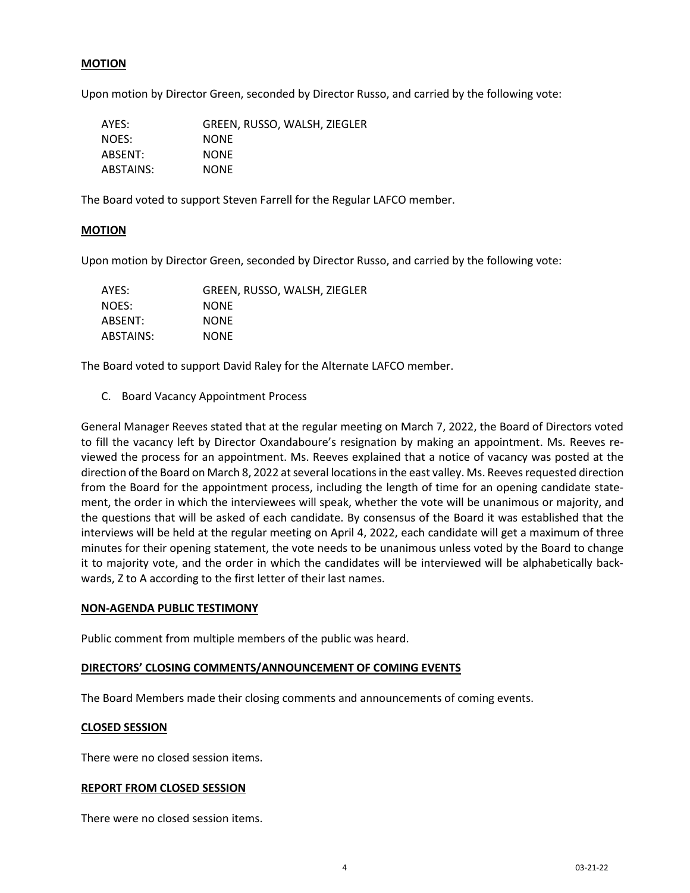**MOTION**

Upon motion by Director Green, seconded by Director Russo, and carried by the following vote:

| | |
|---|---|
| AYES: | GREEN, RUSSO, WALSH, ZIEGLER |
| NOES: | NONE |
| ABSENT: | NONE |
| ABSTAINS: | NONE |

The Board voted to support Steven Farrell for the Regular LAFCO member.

**MOTION**

Upon motion by Director Green, seconded by Director Russo, and carried by the following vote:

| | |
|---|---|
| AYES: | GREEN, RUSSO, WALSH, ZIEGLER |
| NOES: | NONE |
| ABSENT: | NONE |
| ABSTAINS: | NONE |

The Board voted to support David Raley for the Alternate LAFCO member.

C. Board Vacancy Appointment Process

General Manager Reeves stated that at the regular meeting on March 7, 2022, the Board of Directors voted to fill the vacancy left by Director Oxandaboure's resignation by making an appointment. Ms. Reeves reviewed the process for an appointment. Ms. Reeves explained that a notice of vacancy was posted at the direction of the Board on March 8, 2022 at several locations in the east valley. Ms. Reeves requested direction from the Board for the appointment process, including the length of time for an opening candidate statement, the order in which the interviewees will speak, whether the vote will be unanimous or majority, and the questions that will be asked of each candidate. By consensus of the Board it was established that the interviews will be held at the regular meeting on April 4, 2022, each candidate will get a maximum of three minutes for their opening statement, the vote needs to be unanimous unless voted by the Board to change it to majority vote, and the order in which the candidates will be interviewed will be alphabetically backwards, Z to A according to the first letter of their last names.

**NON-AGENDA PUBLIC TESTIMONY**

Public comment from multiple members of the public was heard.

**DIRECTORS' CLOSING COMMENTS/ANNOUNCEMENT OF COMING EVENTS**

The Board Members made their closing comments and announcements of coming events.

**CLOSED SESSION**

There were no closed session items.

**REPORT FROM CLOSED SESSION**

There were no closed session items.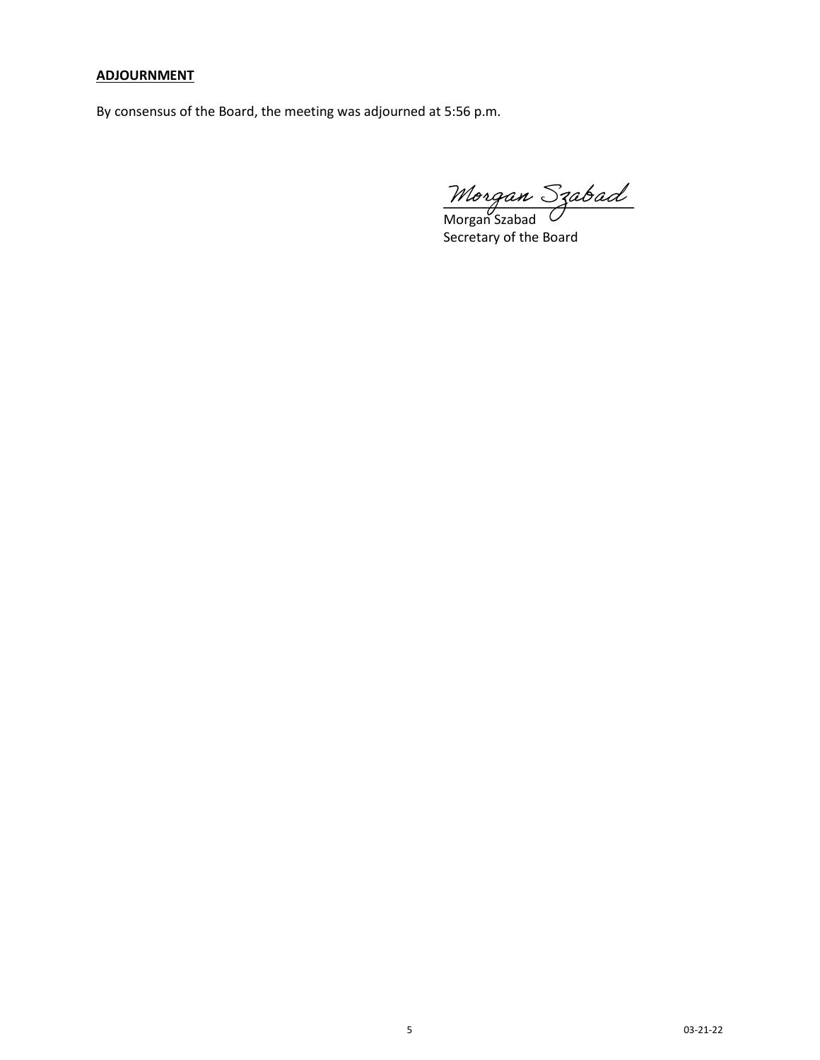**ADJOURNMENT**

By consensus of the Board, the meeting was adjourned at 5:56 p.m.

Morgan Szabad

Morgan Szabad
Secretary of the Board